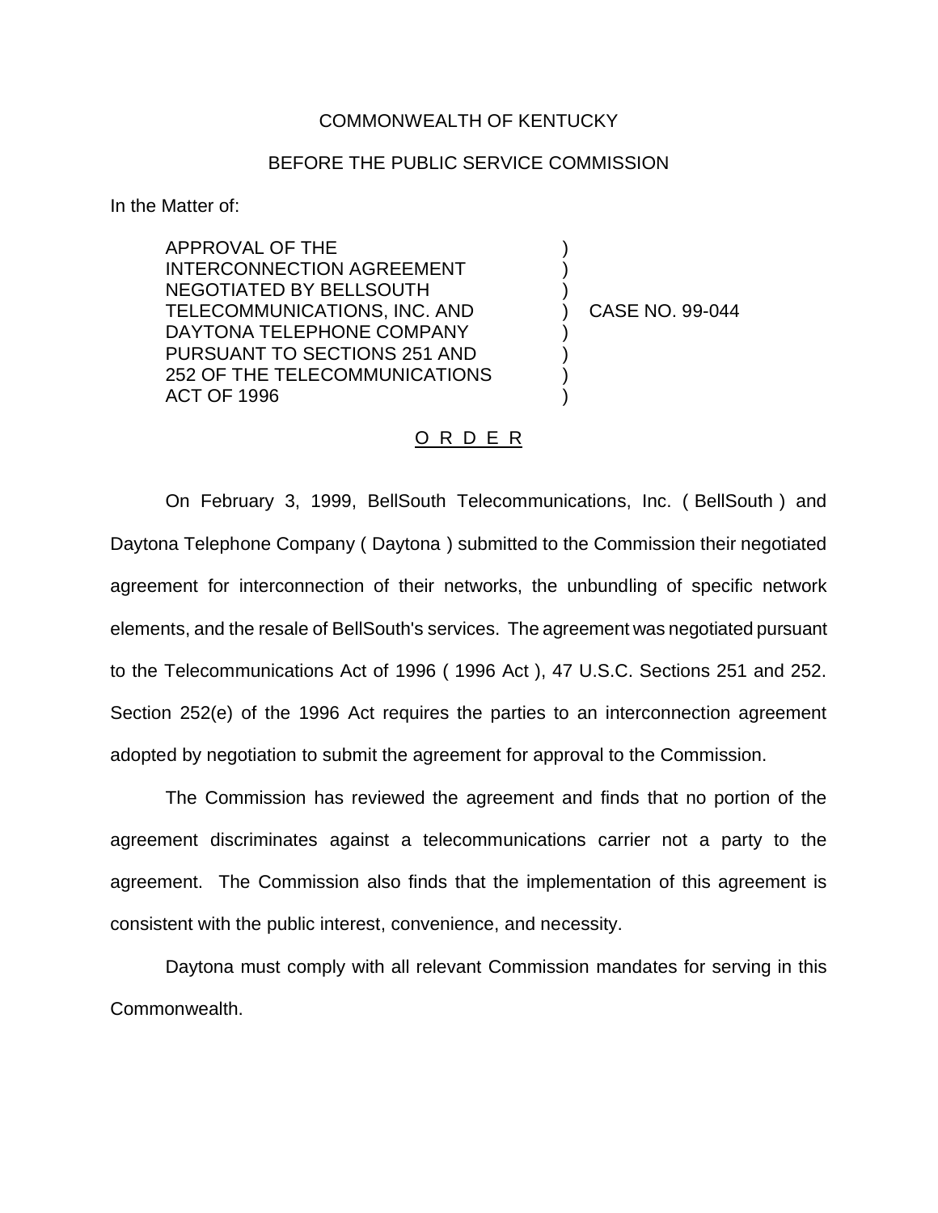COMMONWEALTH OF KENTUCKY

BEFORE THE PUBLIC SERVICE COMMISSION

In the Matter of:

| | | |
|---|---|---|
| APPROVAL OF THE INTERCONNECTION AGREEMENT NEGOTIATED BY BELLSOUTH TELECOMMUNICATIONS, INC. AND DAYTONA TELEPHONE COMPANY PURSUANT TO SECTIONS 251 AND 252 OF THE TELECOMMUNICATIONS ACT OF 1996 | ) | CASE NO. 99-044 |

# O R D E R

On February 3, 1999, BellSouth Telecommunications, Inc. ( BellSouth ) and Daytona Telephone Company ( Daytona ) submitted to the Commission their negotiated agreement for interconnection of their networks, the unbundling of specific network elements, and the resale of BellSouth's services. The agreement was negotiated pursuant to the Telecommunications Act of 1996 ( 1996 Act ), 47 U.S.C. Sections 251 and 252. Section 252(e) of the 1996 Act requires the parties to an interconnection agreement adopted by negotiation to submit the agreement for approval to the Commission.

The Commission has reviewed the agreement and finds that no portion of the agreement discriminates against a telecommunications carrier not a party to the agreement. The Commission also finds that the implementation of this agreement is consistent with the public interest, convenience, and necessity.

Daytona must comply with all relevant Commission mandates for serving in this Commonwealth.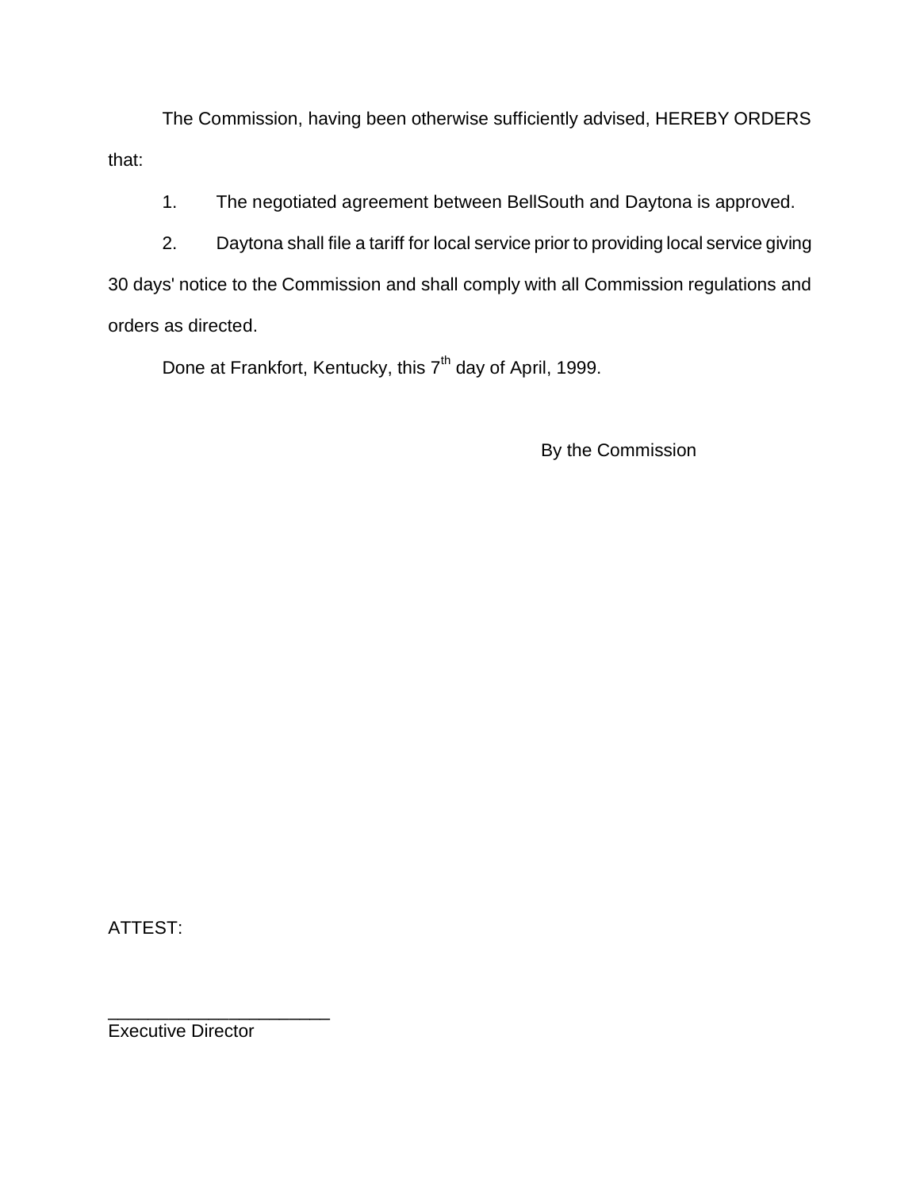The Commission, having been otherwise sufficiently advised, HEREBY ORDERS that:

1. The negotiated agreement between BellSouth and Daytona is approved.

2. Daytona shall file a tariff for local service prior to providing local service giving 30 days' notice to the Commission and shall comply with all Commission regulations and orders as directed.

Done at Frankfort, Kentucky, this 7th day of April, 1999.

By the Commission

ATTEST:

______________________
Executive Director